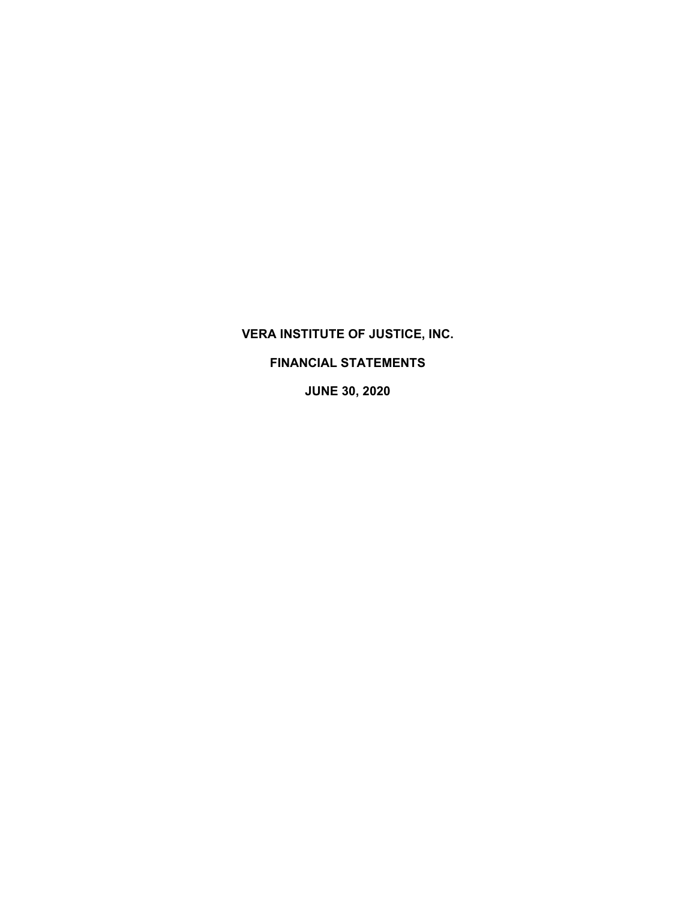# VERA INSTITUTE OF JUSTICE, INC.

## FINANCIAL STATEMENTS

## JUNE 30, 2020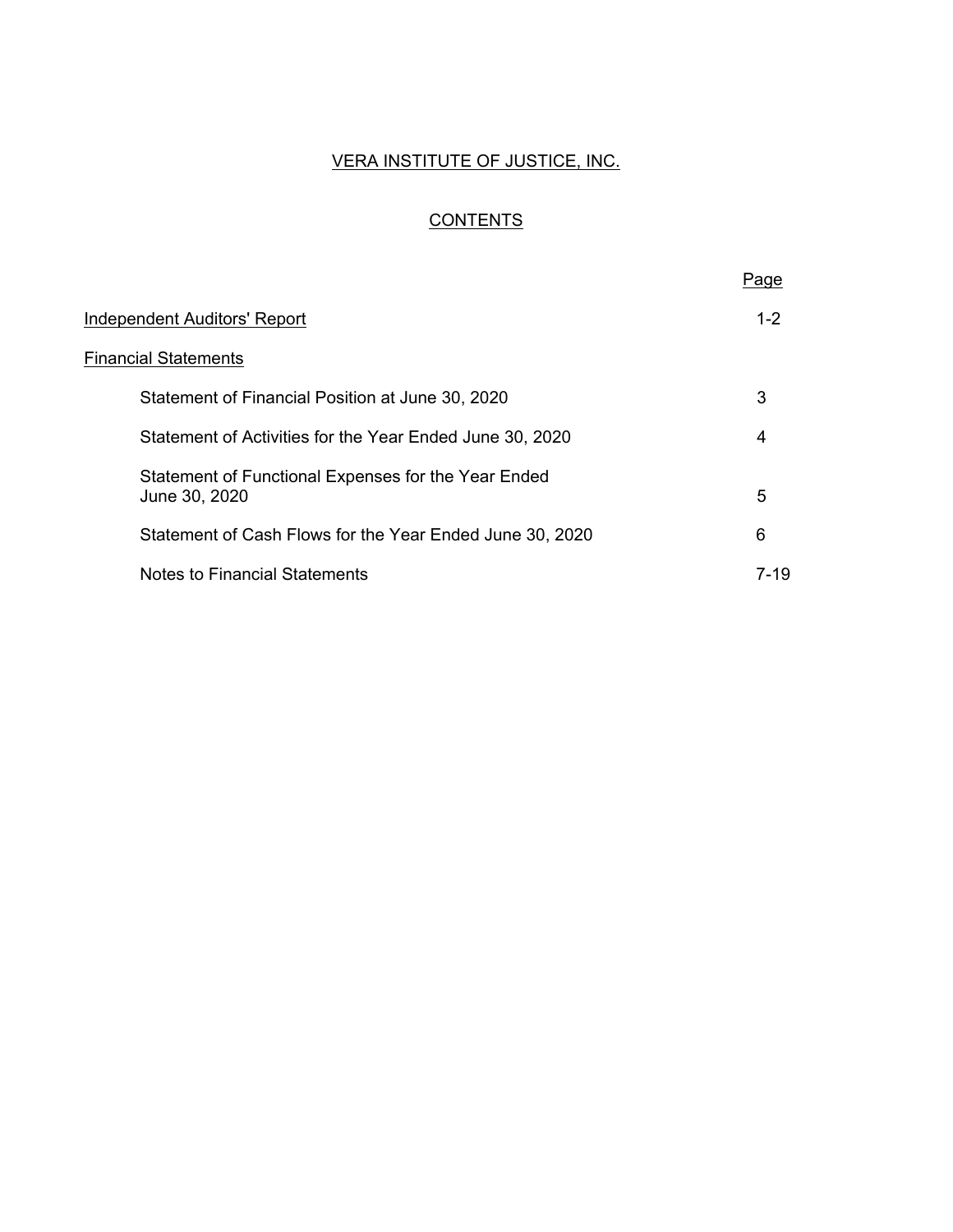# VERA INSTITUTE OF JUSTICE, INC.

## CONTENTS

| | Page |
|---|---|
| Independent Auditors' Report | 1-2 |
| Financial Statements | |
| Statement of Financial Position at June 30, 2020 | 3 |
| Statement of Activities for the Year Ended June 30, 2020 | 4 |
| Statement of Functional Expenses for the Year Ended June 30, 2020 | 5 |
| Statement of Cash Flows for the Year Ended June 30, 2020 | 6 |
| Notes to Financial Statements | 7-19 |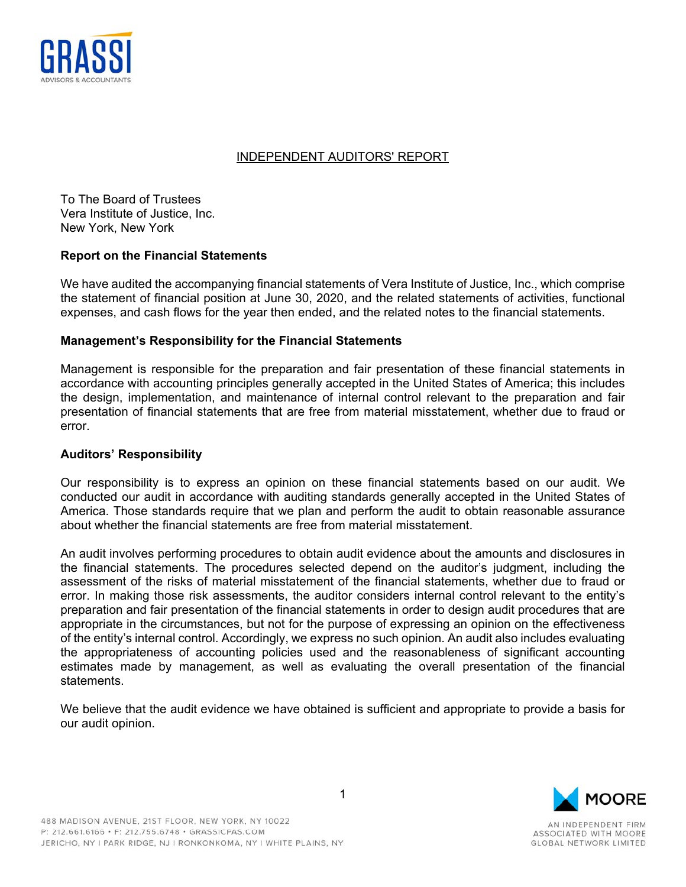# INDEPENDENT AUDITORS' REPORT

To The Board of Trustees
Vera Institute of Justice, Inc.
New York, New York

**Report on the Financial Statements**

We have audited the accompanying financial statements of Vera Institute of Justice, Inc., which comprise the statement of financial position at June 30, 2020, and the related statements of activities, functional expenses, and cash flows for the year then ended, and the related notes to the financial statements.

**Management's Responsibility for the Financial Statements**

Management is responsible for the preparation and fair presentation of these financial statements in accordance with accounting principles generally accepted in the United States of America; this includes the design, implementation, and maintenance of internal control relevant to the preparation and fair presentation of financial statements that are free from material misstatement, whether due to fraud or error.

**Auditors' Responsibility**

Our responsibility is to express an opinion on these financial statements based on our audit. We conducted our audit in accordance with auditing standards generally accepted in the United States of America. Those standards require that we plan and perform the audit to obtain reasonable assurance about whether the financial statements are free from material misstatement.

An audit involves performing procedures to obtain audit evidence about the amounts and disclosures in the financial statements. The procedures selected depend on the auditor's judgment, including the assessment of the risks of material misstatement of the financial statements, whether due to fraud or error. In making those risk assessments, the auditor considers internal control relevant to the entity's preparation and fair presentation of the financial statements in order to design audit procedures that are appropriate in the circumstances, but not for the purpose of expressing an opinion on the effectiveness of the entity's internal control. Accordingly, we express no such opinion. An audit also includes evaluating the appropriateness of accounting policies used and the reasonableness of significant accounting estimates made by management, as well as evaluating the overall presentation of the financial statements.

We believe that the audit evidence we have obtained is sufficient and appropriate to provide a basis for our audit opinion.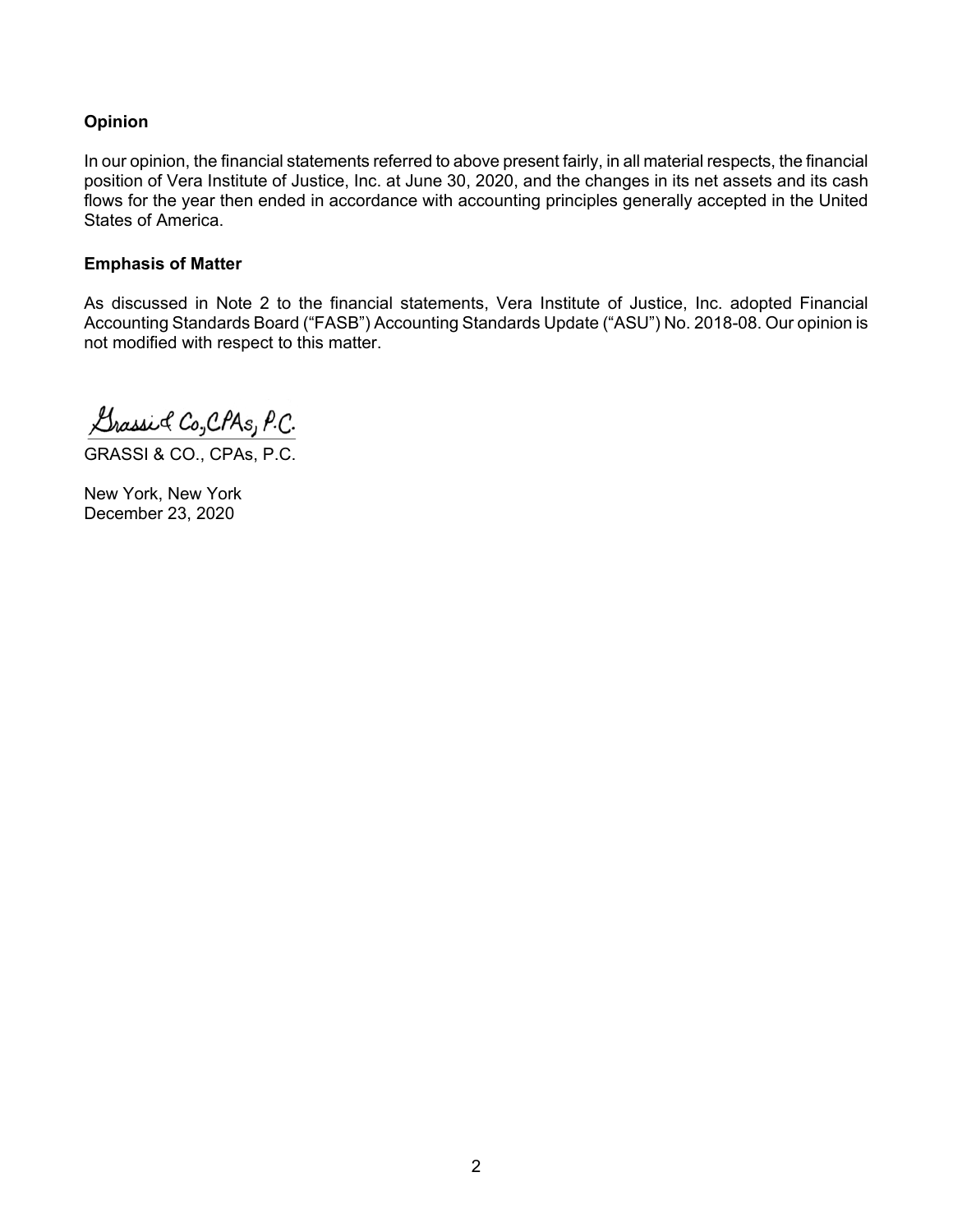**Opinion**

In our opinion, the financial statements referred to above present fairly, in all material respects, the financial position of Vera Institute of Justice, Inc. at June 30, 2020, and the changes in its net assets and its cash flows for the year then ended in accordance with accounting principles generally accepted in the United States of America.

**Emphasis of Matter**

As discussed in Note 2 to the financial statements, Vera Institute of Justice, Inc. adopted Financial Accounting Standards Board ("FASB") Accounting Standards Update ("ASU") No. 2018-08. Our opinion is not modified with respect to this matter.

*Grassi & Co., CPAs, P.C.*

GRASSI & CO., CPAs, P.C.

New York, New York
December 23, 2020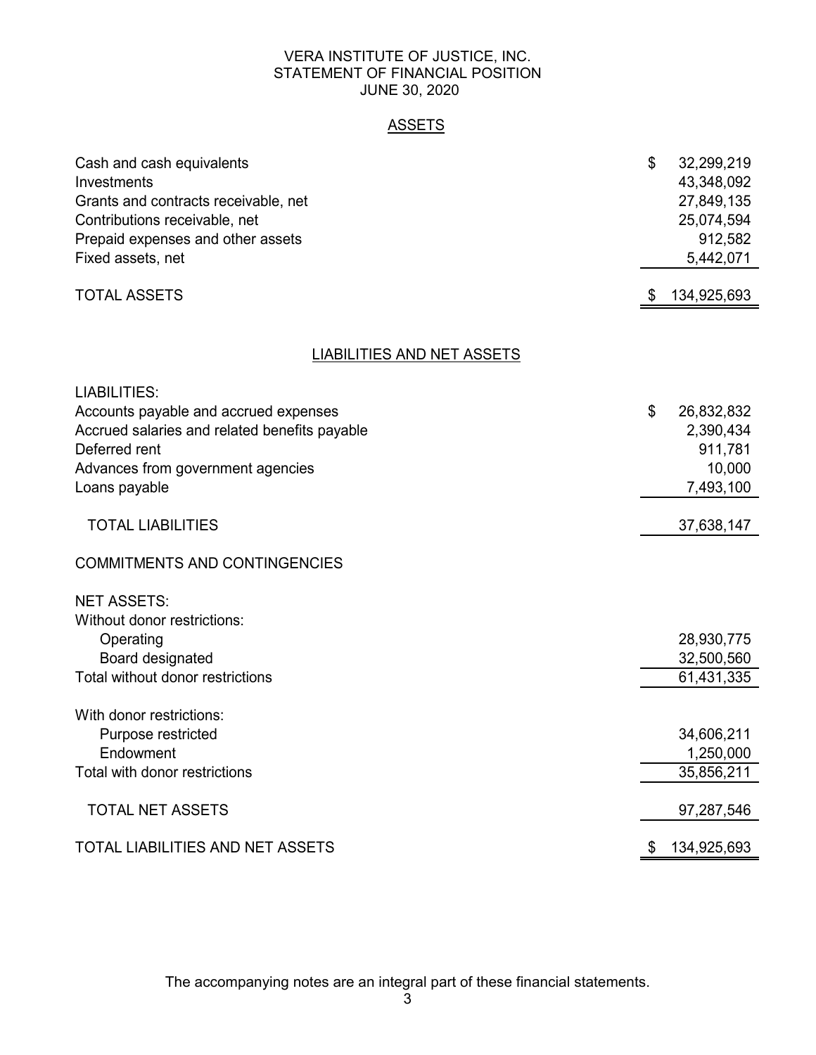# VERA INSTITUTE OF JUSTICE, INC.
## STATEMENT OF FINANCIAL POSITION
### JUNE 30, 2020

## ASSETS

| | |
|---|---|
| Cash and cash equivalents | $ 32,299,219 |
| Investments | 43,348,092 |
| Grants and contracts receivable, net | 27,849,135 |
| Contributions receivable, net | 25,074,594 |
| Prepaid expenses and other assets | 912,582 |
| Fixed assets, net | 5,442,071 |
| TOTAL ASSETS | $ 134,925,693 |

## LIABILITIES AND NET ASSETS

| | |
|---|---|
| LIABILITIES: | |
| Accounts payable and accrued expenses | $ 26,832,832 |
| Accrued salaries and related benefits payable | 2,390,434 |
| Deferred rent | 911,781 |
| Advances from government agencies | 10,000 |
| Loans payable | 7,493,100 |
| TOTAL LIABILITIES | 37,638,147 |
| COMMITMENTS AND CONTINGENCIES | |
| NET ASSETS: | |
| Without donor restrictions: | |
| Operating | 28,930,775 |
| Board designated | 32,500,560 |
| Total without donor restrictions | 61,431,335 |
| With donor restrictions: | |
| Purpose restricted | 34,606,211 |
| Endowment | 1,250,000 |
| Total with donor restrictions | 35,856,211 |
| TOTAL NET ASSETS | 97,287,546 |
| TOTAL LIABILITIES AND NET ASSETS | $ 134,925,693 |

The accompanying notes are an integral part of these financial statements.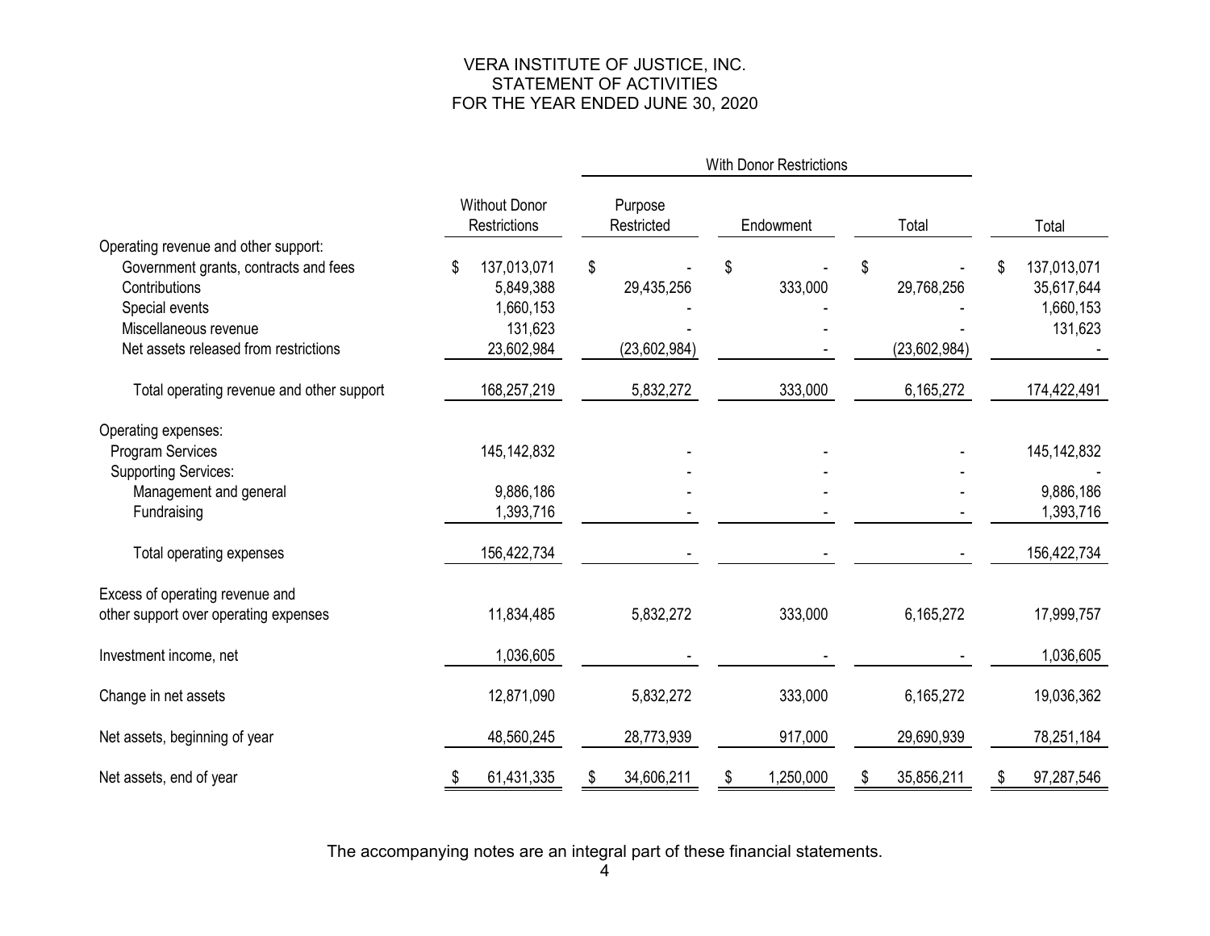# VERA INSTITUTE OF JUSTICE, INC.
## STATEMENT OF ACTIVITIES
## FOR THE YEAR ENDED JUNE 30, 2020

| | Without Donor Restrictions | With Donor Restrictions | | | Total |
|---|---|---|---|---|---|
| | | Purpose Restricted | Endowment | Total | |
| Operating revenue and other support: | | | | | |
| Government grants, contracts and fees | $ 137,013,071 | $ - | $ - | $ - | $ 137,013,071 |
| Contributions | 5,849,388 | 29,435,256 | 333,000 | 29,768,256 | 35,617,644 |
| Special events | 1,660,153 | - | - | - | 1,660,153 |
| Miscellaneous revenue | 131,623 | - | - | - | 131,623 |
| Net assets released from restrictions | 23,602,984 | (23,602,984) | - | (23,602,984) | - |
| Total operating revenue and other support | 168,257,219 | 5,832,272 | 333,000 | 6,165,272 | 174,422,491 |
| Operating expenses: | | | | | |
| Program Services | 145,142,832 | - | - | - | 145,142,832 |
| Supporting Services: | | - | - | - | - |
| Management and general | 9,886,186 | - | - | - | 9,886,186 |
| Fundraising | 1,393,716 | - | - | - | 1,393,716 |
| Total operating expenses | 156,422,734 | - | - | - | 156,422,734 |
| Excess of operating revenue and other support over operating expenses | 11,834,485 | 5,832,272 | 333,000 | 6,165,272 | 17,999,757 |
| Investment income, net | 1,036,605 | - | - | - | 1,036,605 |
| Change in net assets | 12,871,090 | 5,832,272 | 333,000 | 6,165,272 | 19,036,362 |
| Net assets, beginning of year | 48,560,245 | 28,773,939 | 917,000 | 29,690,939 | 78,251,184 |
| Net assets, end of year | $ 61,431,335 | $ 34,606,211 | $ 1,250,000 | $ 35,856,211 | $ 97,287,546 |

The accompanying notes are an integral part of these financial statements.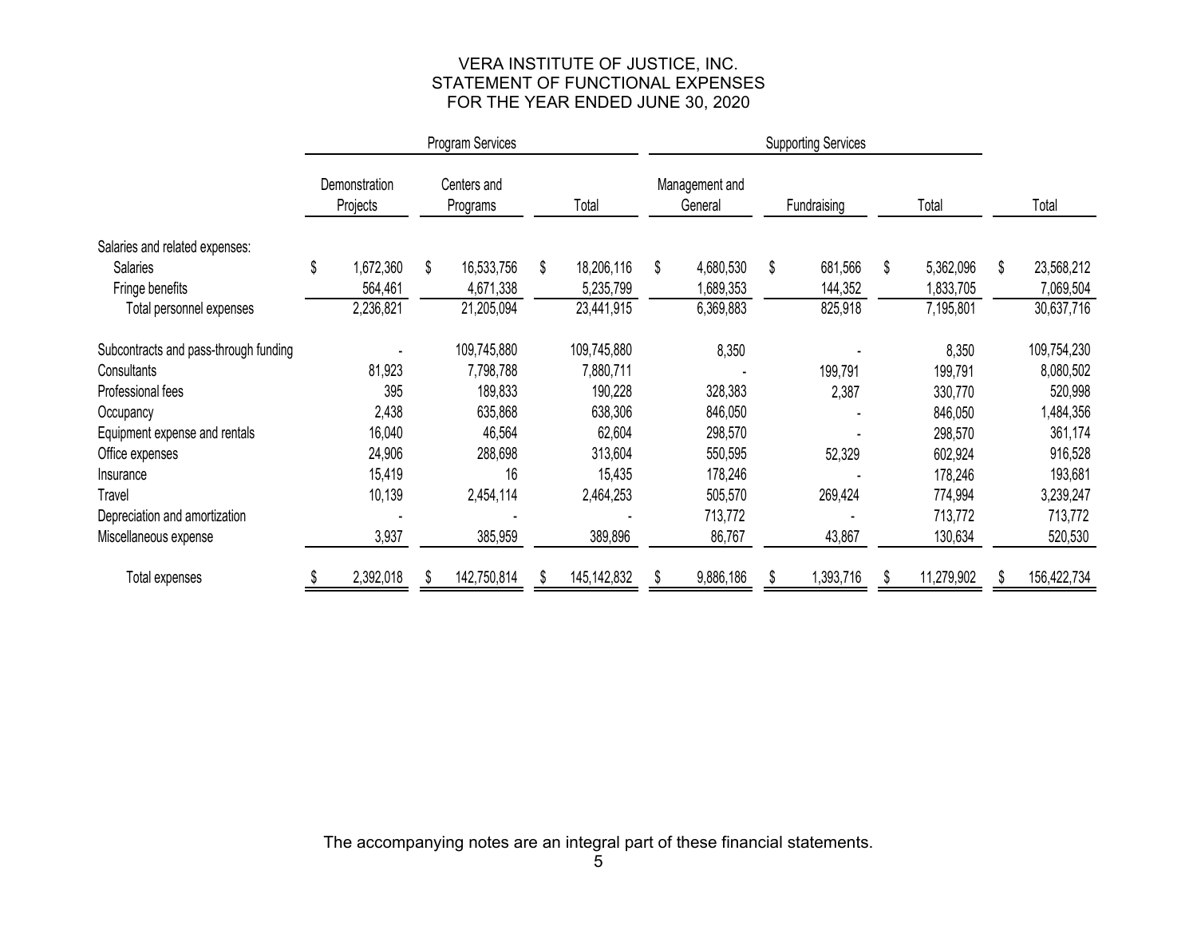# VERA INSTITUTE OF JUSTICE, INC.
## STATEMENT OF FUNCTIONAL EXPENSES
## FOR THE YEAR ENDED JUNE 30, 2020

| | Program Services | | | Supporting Services | | | |
|---|---|---|---|---|---|---|---|
| | Demonstration Projects | Centers and Programs | Total | Management and General | Fundraising | Total | Total |
| Salaries and related expenses: | | | | | | | |
| Salaries | $ 1,672,360 | $ 16,533,756 | $ 18,206,116 | $ 4,680,530 | $ 681,566 | $ 5,362,096 | $ 23,568,212 |
| Fringe benefits | 564,461 | 4,671,338 | 5,235,799 | 1,689,353 | 144,352 | 1,833,705 | 7,069,504 |
| Total personnel expenses | 2,236,821 | 21,205,094 | 23,441,915 | 6,369,883 | 825,918 | 7,195,801 | 30,637,716 |
| Subcontracts and pass-through funding | - | 109,745,880 | 109,745,880 | 8,350 | - | 8,350 | 109,754,230 |
| Consultants | 81,923 | 7,798,788 | 7,880,711 | - | 199,791 | 199,791 | 8,080,502 |
| Professional fees | 395 | 189,833 | 190,228 | 328,383 | 2,387 | 330,770 | 520,998 |
| Occupancy | 2,438 | 635,868 | 638,306 | 846,050 | - | 846,050 | 1,484,356 |
| Equipment expense and rentals | 16,040 | 46,564 | 62,604 | 298,570 | - | 298,570 | 361,174 |
| Office expenses | 24,906 | 288,698 | 313,604 | 550,595 | 52,329 | 602,924 | 916,528 |
| Insurance | 15,419 | 16 | 15,435 | 178,246 | - | 178,246 | 193,681 |
| Travel | 10,139 | 2,454,114 | 2,464,253 | 505,570 | 269,424 | 774,994 | 3,239,247 |
| Depreciation and amortization | - | - | - | 713,772 | - | 713,772 | 713,772 |
| Miscellaneous expense | 3,937 | 385,959 | 389,896 | 86,767 | 43,867 | 130,634 | 520,530 |
| Total expenses | $ 2,392,018 | $ 142,750,814 | $ 145,142,832 | $ 9,886,186 | $ 1,393,716 | $ 11,279,902 | $ 156,422,734 |

The accompanying notes are an integral part of these financial statements.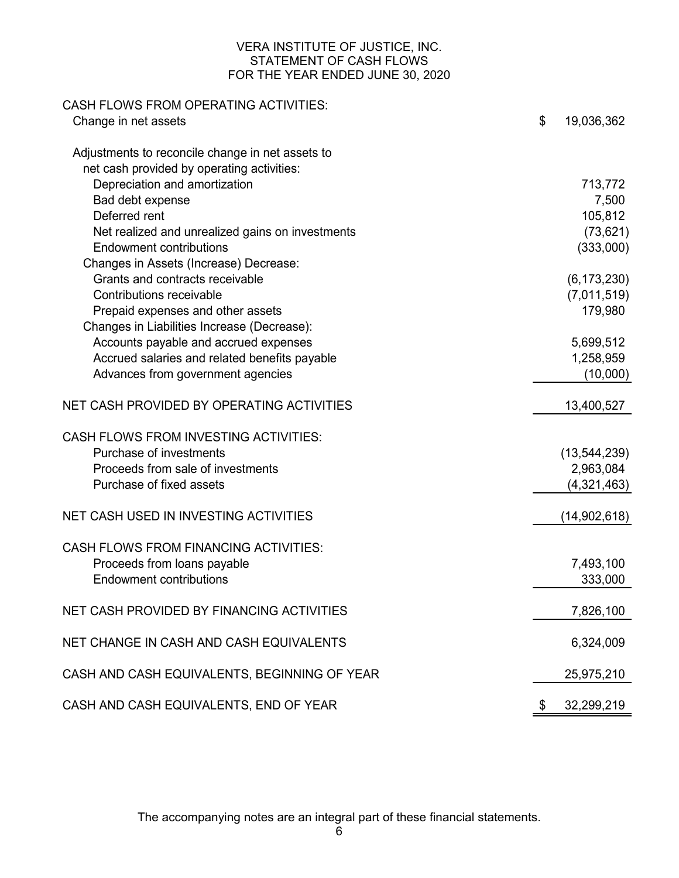# VERA INSTITUTE OF JUSTICE, INC.
## STATEMENT OF CASH FLOWS
### FOR THE YEAR ENDED JUNE 30, 2020

| | |
|---|---|
| **CASH FLOWS FROM OPERATING ACTIVITIES:** | |
| Change in net assets | $ 19,036,362 |
| Adjustments to reconcile change in net assets to net cash provided by operating activities: | |
| Depreciation and amortization | 713,772 |
| Bad debt expense | 7,500 |
| Deferred rent | 105,812 |
| Net realized and unrealized gains on investments | (73,621) |
| Endowment contributions | (333,000) |
| Changes in Assets (Increase) Decrease: | |
| Grants and contracts receivable | (6,173,230) |
| Contributions receivable | (7,011,519) |
| Prepaid expenses and other assets | 179,980 |
| Changes in Liabilities Increase (Decrease): | |
| Accounts payable and accrued expenses | 5,699,512 |
| Accrued salaries and related benefits payable | 1,258,959 |
| Advances from government agencies | (10,000) |
| **NET CASH PROVIDED BY OPERATING ACTIVITIES** | 13,400,527 |
| **CASH FLOWS FROM INVESTING ACTIVITIES:** | |
| Purchase of investments | (13,544,239) |
| Proceeds from sale of investments | 2,963,084 |
| Purchase of fixed assets | (4,321,463) |
| **NET CASH USED IN INVESTING ACTIVITIES** | (14,902,618) |
| **CASH FLOWS FROM FINANCING ACTIVITIES:** | |
| Proceeds from loans payable | 7,493,100 |
| Endowment contributions | 333,000 |
| **NET CASH PROVIDED BY FINANCING ACTIVITIES** | 7,826,100 |
| **NET CHANGE IN CASH AND CASH EQUIVALENTS** | 6,324,009 |
| **CASH AND CASH EQUIVALENTS, BEGINNING OF YEAR** | 25,975,210 |
| **CASH AND CASH EQUIVALENTS, END OF YEAR** | $ 32,299,219 |

The accompanying notes are an integral part of these financial statements.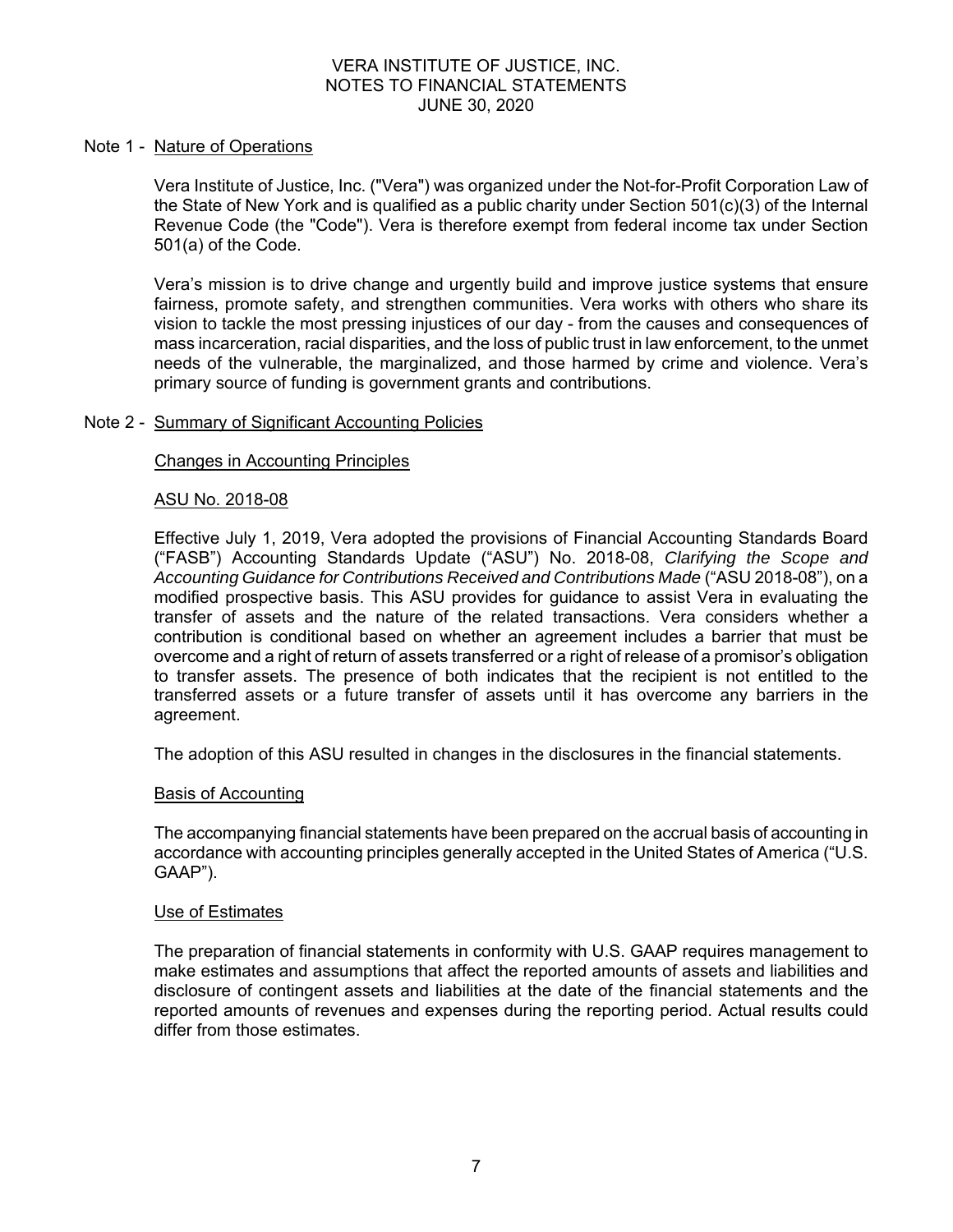# VERA INSTITUTE OF JUSTICE, INC.
# NOTES TO FINANCIAL STATEMENTS
# JUNE 30, 2020

## Note 1 - Nature of Operations

Vera Institute of Justice, Inc. ("Vera") was organized under the Not-for-Profit Corporation Law of the State of New York and is qualified as a public charity under Section 501(c)(3) of the Internal Revenue Code (the "Code"). Vera is therefore exempt from federal income tax under Section 501(a) of the Code.

Vera's mission is to drive change and urgently build and improve justice systems that ensure fairness, promote safety, and strengthen communities. Vera works with others who share its vision to tackle the most pressing injustices of our day - from the causes and consequences of mass incarceration, racial disparities, and the loss of public trust in law enforcement, to the unmet needs of the vulnerable, the marginalized, and those harmed by crime and violence. Vera's primary source of funding is government grants and contributions.

## Note 2 - Summary of Significant Accounting Policies

### Changes in Accounting Principles

### ASU No. 2018-08

Effective July 1, 2019, Vera adopted the provisions of Financial Accounting Standards Board ("FASB") Accounting Standards Update ("ASU") No. 2018-08, *Clarifying the Scope and Accounting Guidance for Contributions Received and Contributions Made* ("ASU 2018-08"), on a modified prospective basis. This ASU provides for guidance to assist Vera in evaluating the transfer of assets and the nature of the related transactions. Vera considers whether a contribution is conditional based on whether an agreement includes a barrier that must be overcome and a right of return of assets transferred or a right of release of a promisor's obligation to transfer assets. The presence of both indicates that the recipient is not entitled to the transferred assets or a future transfer of assets until it has overcome any barriers in the agreement.

The adoption of this ASU resulted in changes in the disclosures in the financial statements.

### Basis of Accounting

The accompanying financial statements have been prepared on the accrual basis of accounting in accordance with accounting principles generally accepted in the United States of America ("U.S. GAAP").

### Use of Estimates

The preparation of financial statements in conformity with U.S. GAAP requires management to make estimates and assumptions that affect the reported amounts of assets and liabilities and disclosure of contingent assets and liabilities at the date of the financial statements and the reported amounts of revenues and expenses during the reporting period. Actual results could differ from those estimates.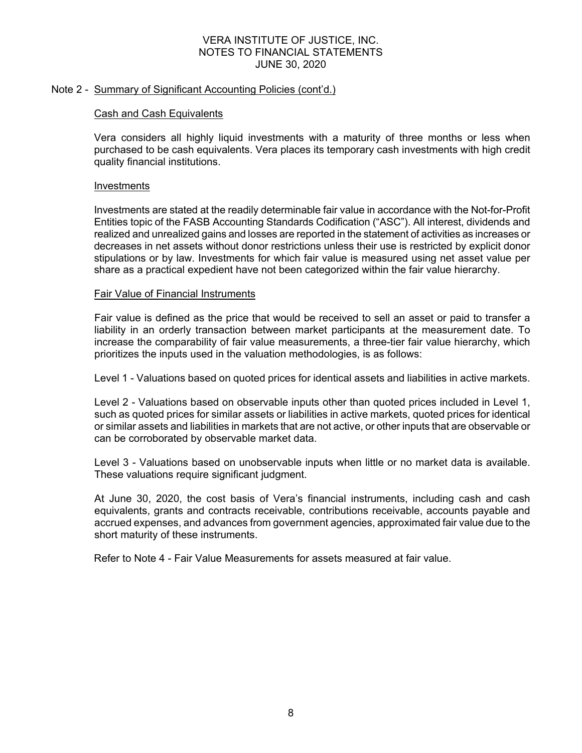## Note 2 - Summary of Significant Accounting Policies (cont'd.)

### Cash and Cash Equivalents

Vera considers all highly liquid investments with a maturity of three months or less when purchased to be cash equivalents. Vera places its temporary cash investments with high credit quality financial institutions.

### Investments

Investments are stated at the readily determinable fair value in accordance with the Not-for-Profit Entities topic of the FASB Accounting Standards Codification ("ASC"). All interest, dividends and realized and unrealized gains and losses are reported in the statement of activities as increases or decreases in net assets without donor restrictions unless their use is restricted by explicit donor stipulations or by law. Investments for which fair value is measured using net asset value per share as a practical expedient have not been categorized within the fair value hierarchy.

### Fair Value of Financial Instruments

Fair value is defined as the price that would be received to sell an asset or paid to transfer a liability in an orderly transaction between market participants at the measurement date. To increase the comparability of fair value measurements, a three-tier fair value hierarchy, which prioritizes the inputs used in the valuation methodologies, is as follows:

Level 1 - Valuations based on quoted prices for identical assets and liabilities in active markets.

Level 2 - Valuations based on observable inputs other than quoted prices included in Level 1, such as quoted prices for similar assets or liabilities in active markets, quoted prices for identical or similar assets and liabilities in markets that are not active, or other inputs that are observable or can be corroborated by observable market data.

Level 3 - Valuations based on unobservable inputs when little or no market data is available. These valuations require significant judgment.

At June 30, 2020, the cost basis of Vera's financial instruments, including cash and cash equivalents, grants and contracts receivable, contributions receivable, accounts payable and accrued expenses, and advances from government agencies, approximated fair value due to the short maturity of these instruments.

Refer to Note 4 - Fair Value Measurements for assets measured at fair value.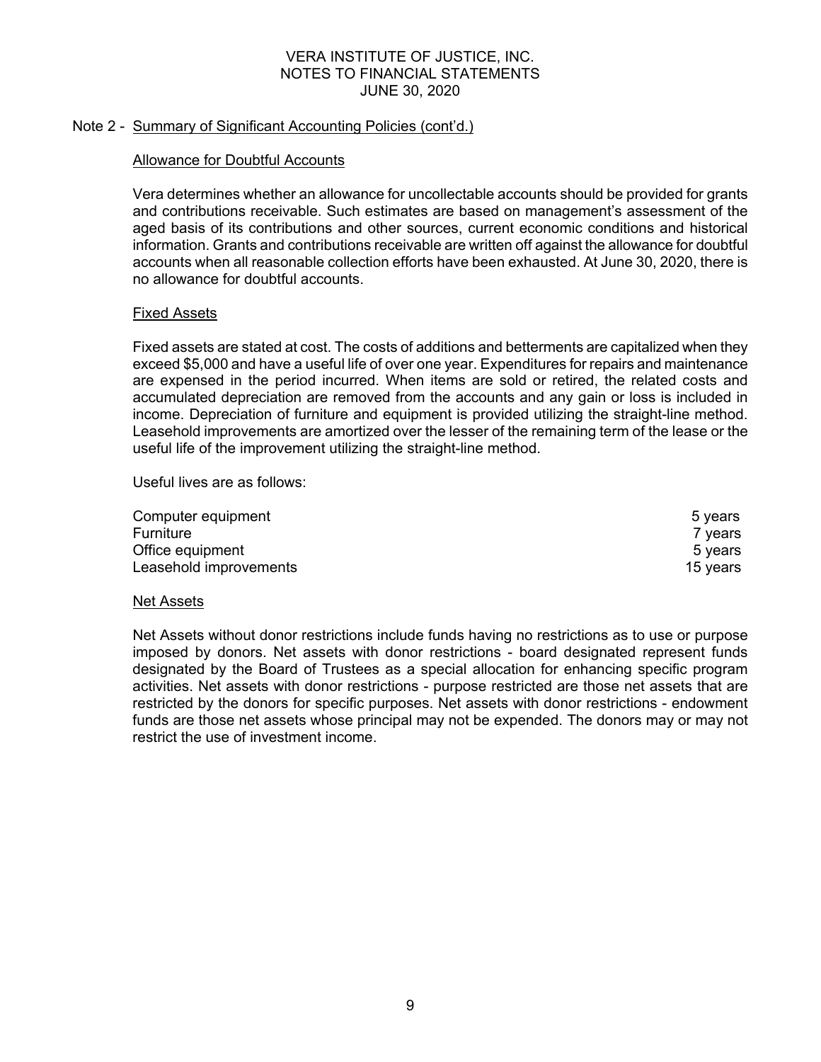Note 2 - Summary of Significant Accounting Policies (cont'd.)

### Allowance for Doubtful Accounts

Vera determines whether an allowance for uncollectable accounts should be provided for grants and contributions receivable. Such estimates are based on management's assessment of the aged basis of its contributions and other sources, current economic conditions and historical information. Grants and contributions receivable are written off against the allowance for doubtful accounts when all reasonable collection efforts have been exhausted. At June 30, 2020, there is no allowance for doubtful accounts.

### Fixed Assets

Fixed assets are stated at cost. The costs of additions and betterments are capitalized when they exceed $5,000 and have a useful life of over one year. Expenditures for repairs and maintenance are expensed in the period incurred. When items are sold or retired, the related costs and accumulated depreciation are removed from the accounts and any gain or loss is included in income. Depreciation of furniture and equipment is provided utilizing the straight-line method. Leasehold improvements are amortized over the lesser of the remaining term of the lease or the useful life of the improvement utilizing the straight-line method.

Useful lives are as follows:

| | |
|---|---|
| Computer equipment | 5 years |
| Furniture | 7 years |
| Office equipment | 5 years |
| Leasehold improvements | 15 years |

### Net Assets

Net Assets without donor restrictions include funds having no restrictions as to use or purpose imposed by donors. Net assets with donor restrictions - board designated represent funds designated by the Board of Trustees as a special allocation for enhancing specific program activities. Net assets with donor restrictions - purpose restricted are those net assets that are restricted by the donors for specific purposes. Net assets with donor restrictions - endowment funds are those net assets whose principal may not be expended. The donors may or may not restrict the use of investment income.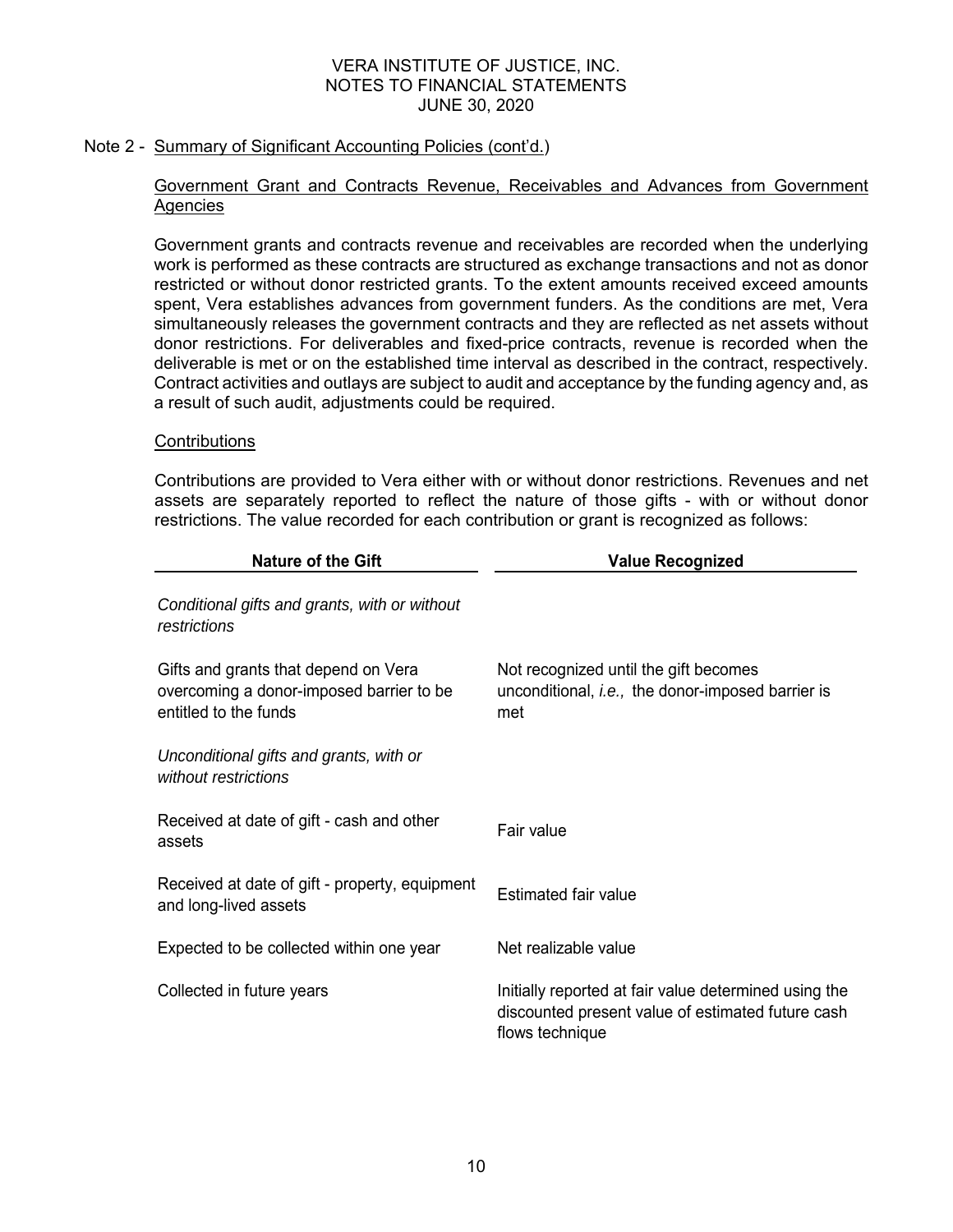Note 2 - Summary of Significant Accounting Policies (cont'd.)

Government Grant and Contracts Revenue, Receivables and Advances from Government Agencies

Government grants and contracts revenue and receivables are recorded when the underlying work is performed as these contracts are structured as exchange transactions and not as donor restricted or without donor restricted grants. To the extent amounts received exceed amounts spent, Vera establishes advances from government funders. As the conditions are met, Vera simultaneously releases the government contracts and they are reflected as net assets without donor restrictions. For deliverables and fixed-price contracts, revenue is recorded when the deliverable is met or on the established time interval as described in the contract, respectively. Contract activities and outlays are subject to audit and acceptance by the funding agency and, as a result of such audit, adjustments could be required.

Contributions

Contributions are provided to Vera either with or without donor restrictions. Revenues and net assets are separately reported to reflect the nature of those gifts - with or without donor restrictions. The value recorded for each contribution or grant is recognized as follows:

| Nature of the Gift | Value Recognized |
|---|---|
| *Conditional gifts and grants, with or without restrictions* | |
| Gifts and grants that depend on Vera overcoming a donor-imposed barrier to be entitled to the funds | Not recognized until the gift becomes unconditional, *i.e.,* the donor-imposed barrier is met |
| *Unconditional gifts and grants, with or without restrictions* | |
| Received at date of gift - cash and other assets | Fair value |
| Received at date of gift - property, equipment and long-lived assets | Estimated fair value |
| Expected to be collected within one year | Net realizable value |
| Collected in future years | Initially reported at fair value determined using the discounted present value of estimated future cash flows technique |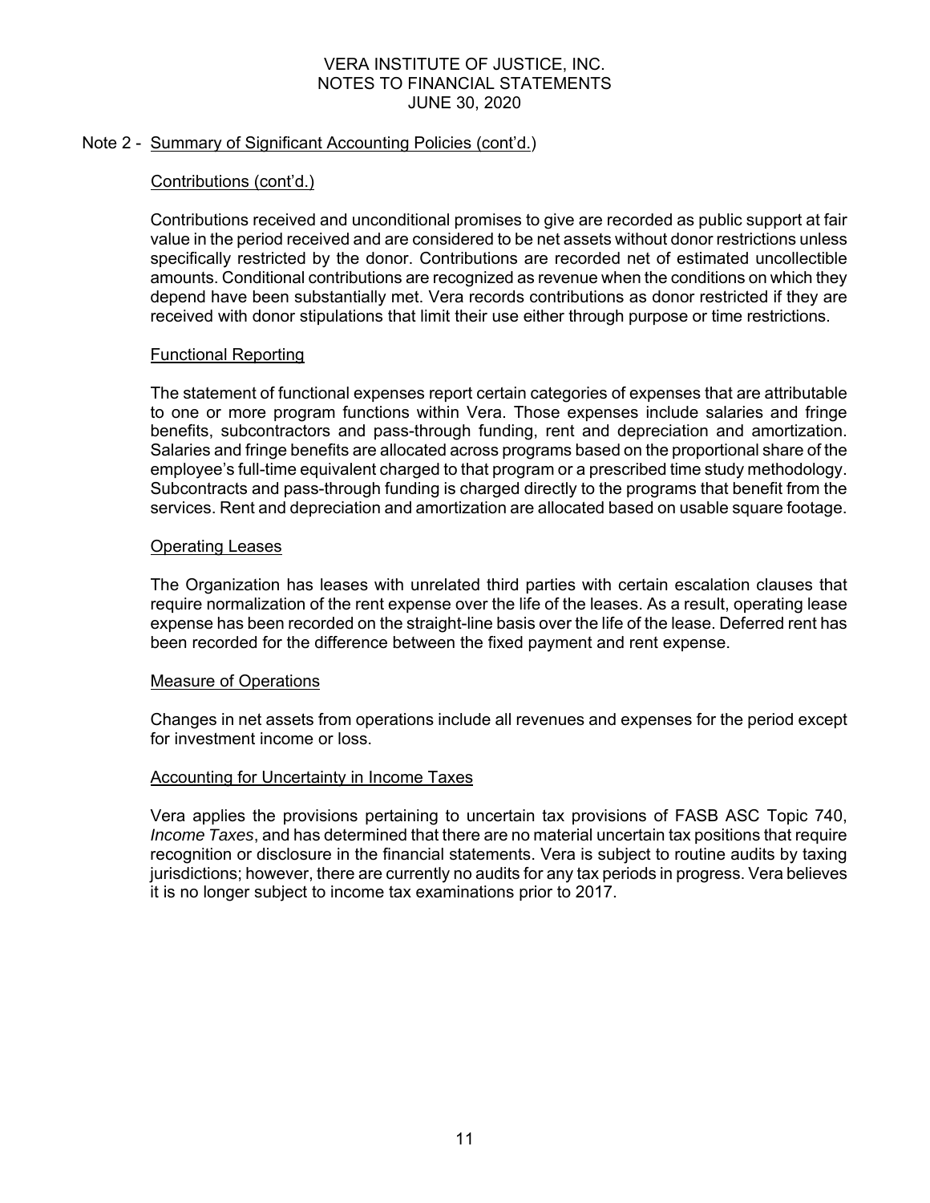## Note 2 - Summary of Significant Accounting Policies (cont'd.)

### Contributions (cont'd.)

Contributions received and unconditional promises to give are recorded as public support at fair value in the period received and are considered to be net assets without donor restrictions unless specifically restricted by the donor. Contributions are recorded net of estimated uncollectible amounts. Conditional contributions are recognized as revenue when the conditions on which they depend have been substantially met. Vera records contributions as donor restricted if they are received with donor stipulations that limit their use either through purpose or time restrictions.

### Functional Reporting

The statement of functional expenses report certain categories of expenses that are attributable to one or more program functions within Vera. Those expenses include salaries and fringe benefits, subcontractors and pass-through funding, rent and depreciation and amortization. Salaries and fringe benefits are allocated across programs based on the proportional share of the employee's full-time equivalent charged to that program or a prescribed time study methodology. Subcontracts and pass-through funding is charged directly to the programs that benefit from the services. Rent and depreciation and amortization are allocated based on usable square footage.

### Operating Leases

The Organization has leases with unrelated third parties with certain escalation clauses that require normalization of the rent expense over the life of the leases. As a result, operating lease expense has been recorded on the straight-line basis over the life of the lease. Deferred rent has been recorded for the difference between the fixed payment and rent expense.

### Measure of Operations

Changes in net assets from operations include all revenues and expenses for the period except for investment income or loss.

### Accounting for Uncertainty in Income Taxes

Vera applies the provisions pertaining to uncertain tax provisions of FASB ASC Topic 740, *Income Taxes*, and has determined that there are no material uncertain tax positions that require recognition or disclosure in the financial statements. Vera is subject to routine audits by taxing jurisdictions; however, there are currently no audits for any tax periods in progress. Vera believes it is no longer subject to income tax examinations prior to 2017.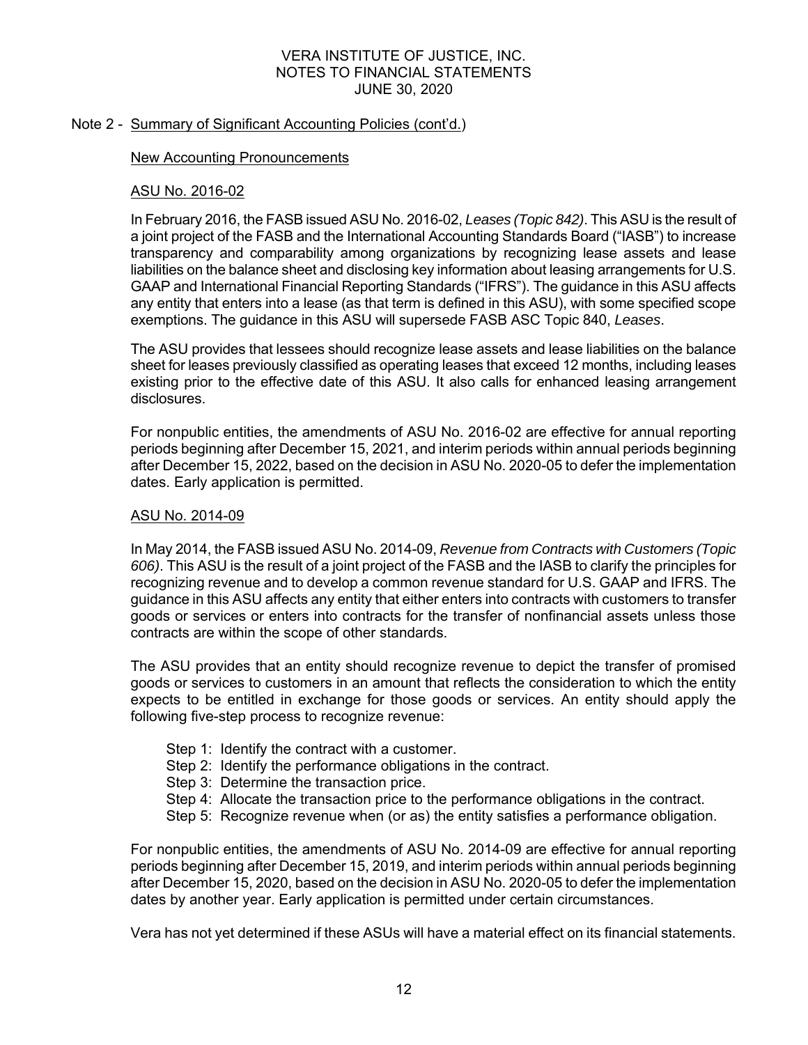## Note 2 - Summary of Significant Accounting Policies (cont'd.)

### New Accounting Pronouncements

#### ASU No. 2016-02

In February 2016, the FASB issued ASU No. 2016-02, *Leases (Topic 842)*. This ASU is the result of a joint project of the FASB and the International Accounting Standards Board ("IASB") to increase transparency and comparability among organizations by recognizing lease assets and lease liabilities on the balance sheet and disclosing key information about leasing arrangements for U.S. GAAP and International Financial Reporting Standards ("IFRS"). The guidance in this ASU affects any entity that enters into a lease (as that term is defined in this ASU), with some specified scope exemptions. The guidance in this ASU will supersede FASB ASC Topic 840, *Leases*.

The ASU provides that lessees should recognize lease assets and lease liabilities on the balance sheet for leases previously classified as operating leases that exceed 12 months, including leases existing prior to the effective date of this ASU. It also calls for enhanced leasing arrangement disclosures.

For nonpublic entities, the amendments of ASU No. 2016-02 are effective for annual reporting periods beginning after December 15, 2021, and interim periods within annual periods beginning after December 15, 2022, based on the decision in ASU No. 2020-05 to defer the implementation dates. Early application is permitted.

#### ASU No. 2014-09

In May 2014, the FASB issued ASU No. 2014-09, *Revenue from Contracts with Customers (Topic 606)*. This ASU is the result of a joint project of the FASB and the IASB to clarify the principles for recognizing revenue and to develop a common revenue standard for U.S. GAAP and IFRS. The guidance in this ASU affects any entity that either enters into contracts with customers to transfer goods or services or enters into contracts for the transfer of nonfinancial assets unless those contracts are within the scope of other standards.

The ASU provides that an entity should recognize revenue to depict the transfer of promised goods or services to customers in an amount that reflects the consideration to which the entity expects to be entitled in exchange for those goods or services. An entity should apply the following five-step process to recognize revenue:

- Step 1: Identify the contract with a customer.
- Step 2: Identify the performance obligations in the contract.
- Step 3: Determine the transaction price.
- Step 4: Allocate the transaction price to the performance obligations in the contract.
- Step 5: Recognize revenue when (or as) the entity satisfies a performance obligation.

For nonpublic entities, the amendments of ASU No. 2014-09 are effective for annual reporting periods beginning after December 15, 2019, and interim periods within annual periods beginning after December 15, 2020, based on the decision in ASU No. 2020-05 to defer the implementation dates by another year. Early application is permitted under certain circumstances.

Vera has not yet determined if these ASUs will have a material effect on its financial statements.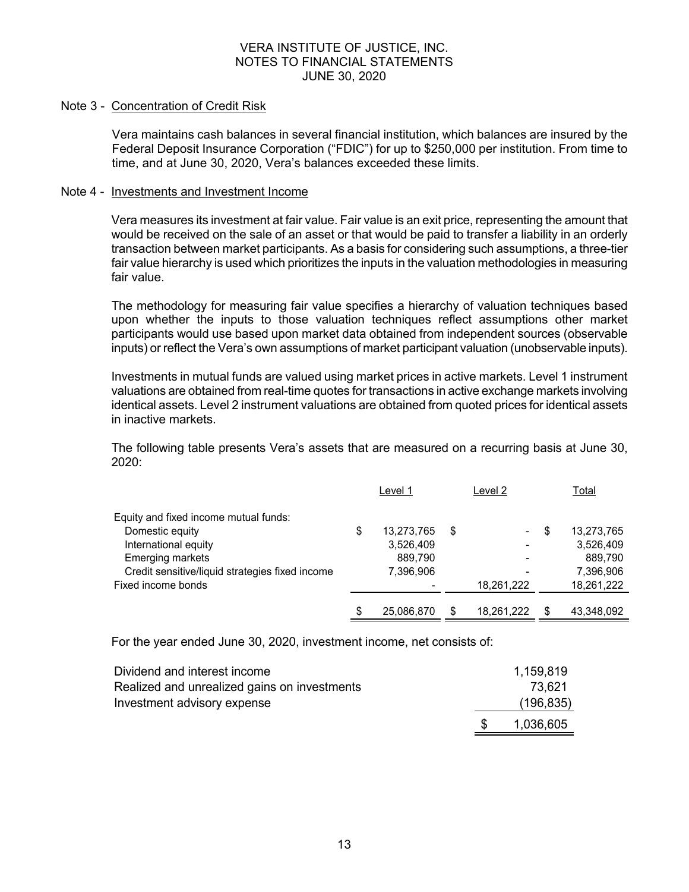### Note 3 - Concentration of Credit Risk

Vera maintains cash balances in several financial institution, which balances are insured by the Federal Deposit Insurance Corporation ("FDIC") for up to $250,000 per institution. From time to time, and at June 30, 2020, Vera's balances exceeded these limits.

### Note 4 - Investments and Investment Income

Vera measures its investment at fair value. Fair value is an exit price, representing the amount that would be received on the sale of an asset or that would be paid to transfer a liability in an orderly transaction between market participants. As a basis for considering such assumptions, a three-tier fair value hierarchy is used which prioritizes the inputs in the valuation methodologies in measuring fair value.

The methodology for measuring fair value specifies a hierarchy of valuation techniques based upon whether the inputs to those valuation techniques reflect assumptions other market participants would use based upon market data obtained from independent sources (observable inputs) or reflect the Vera's own assumptions of market participant valuation (unobservable inputs).

Investments in mutual funds are valued using market prices in active markets. Level 1 instrument valuations are obtained from real-time quotes for transactions in active exchange markets involving identical assets. Level 2 instrument valuations are obtained from quoted prices for identical assets in inactive markets.

The following table presents Vera's assets that are measured on a recurring basis at June 30, 2020:

| | Level 1 | Level 2 | Total |
|---|---|---|---|
| Equity and fixed income mutual funds: | | | |
| Domestic equity | $ 13,273,765 | $ - | $ 13,273,765 |
| International equity | 3,526,409 | - | 3,526,409 |
| Emerging markets | 889,790 | - | 889,790 |
| Credit sensitive/liquid strategies fixed income | 7,396,906 | - | 7,396,906 |
| Fixed income bonds | - | 18,261,222 | 18,261,222 |
| | $ 25,086,870 | $ 18,261,222 | $ 43,348,092 |

For the year ended June 30, 2020, investment income, net consists of:

| | |
|---|---|
| Dividend and interest income | 1,159,819 |
| Realized and unrealized gains on investments | 73,621 |
| Investment advisory expense | (196,835) |
| | $ 1,036,605 |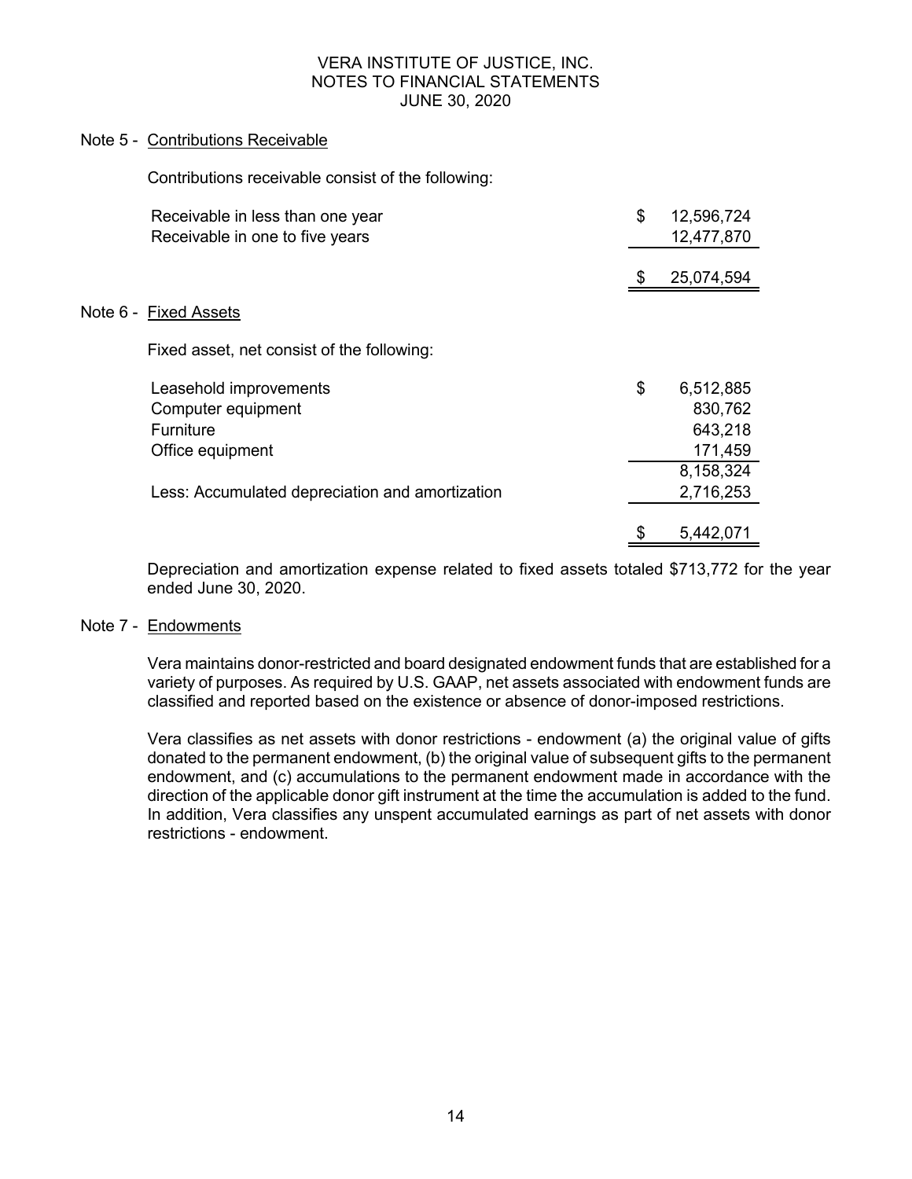VERA INSTITUTE OF JUSTICE, INC.
NOTES TO FINANCIAL STATEMENTS
JUNE 30, 2020

## Note 5 - Contributions Receivable

Contributions receivable consist of the following:

| | |
|---|---|
| Receivable in less than one year | $ 12,596,724 |
| Receivable in one to five years | 12,477,870 |
| | $ 25,074,594 |

## Note 6 - Fixed Assets

Fixed asset, net consist of the following:

| | |
|---|---|
| Leasehold improvements | $ 6,512,885 |
| Computer equipment | 830,762 |
| Furniture | 643,218 |
| Office equipment | 171,459 |
| | 8,158,324 |
| Less: Accumulated depreciation and amortization | 2,716,253 |
| | $ 5,442,071 |

Depreciation and amortization expense related to fixed assets totaled $713,772 for the year ended June 30, 2020.

## Note 7 - Endowments

Vera maintains donor-restricted and board designated endowment funds that are established for a variety of purposes. As required by U.S. GAAP, net assets associated with endowment funds are classified and reported based on the existence or absence of donor-imposed restrictions.

Vera classifies as net assets with donor restrictions - endowment (a) the original value of gifts donated to the permanent endowment, (b) the original value of subsequent gifts to the permanent endowment, and (c) accumulations to the permanent endowment made in accordance with the direction of the applicable donor gift instrument at the time the accumulation is added to the fund. In addition, Vera classifies any unspent accumulated earnings as part of net assets with donor restrictions - endowment.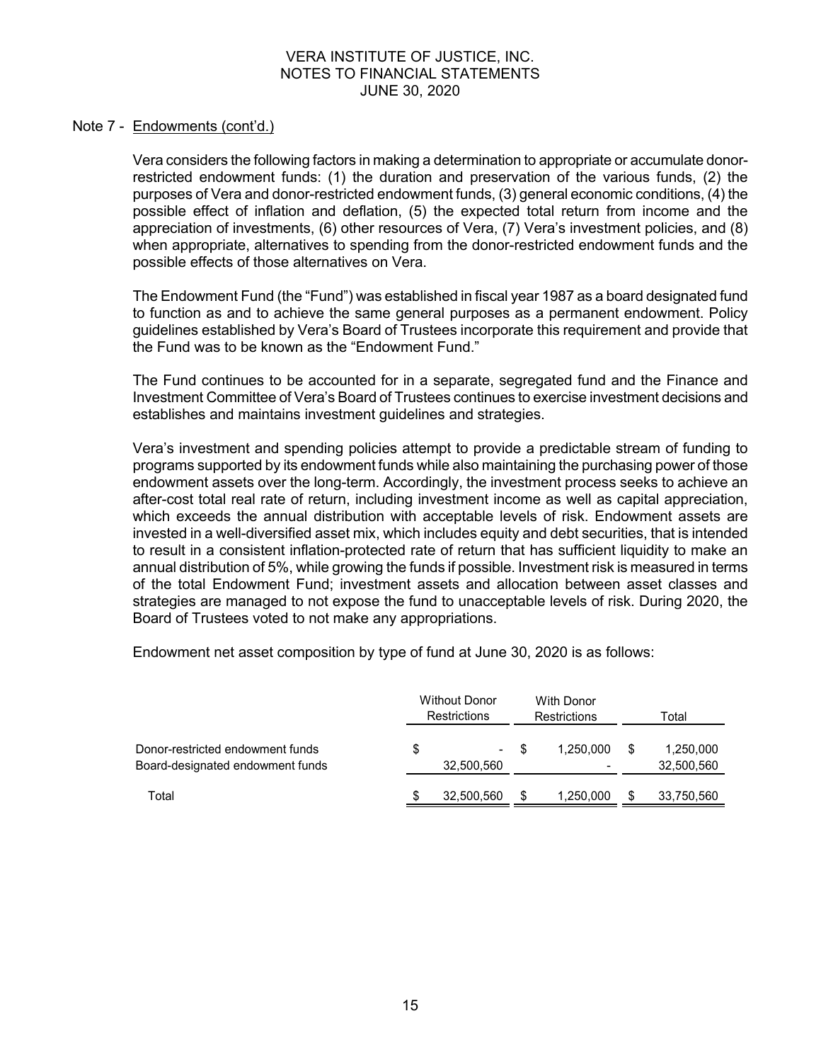Note 7 - Endowments (cont'd.)

Vera considers the following factors in making a determination to appropriate or accumulate donor-restricted endowment funds: (1) the duration and preservation of the various funds, (2) the purposes of Vera and donor-restricted endowment funds, (3) general economic conditions, (4) the possible effect of inflation and deflation, (5) the expected total return from income and the appreciation of investments, (6) other resources of Vera, (7) Vera's investment policies, and (8) when appropriate, alternatives to spending from the donor-restricted endowment funds and the possible effects of those alternatives on Vera.

The Endowment Fund (the "Fund") was established in fiscal year 1987 as a board designated fund to function as and to achieve the same general purposes as a permanent endowment. Policy guidelines established by Vera's Board of Trustees incorporate this requirement and provide that the Fund was to be known as the "Endowment Fund."

The Fund continues to be accounted for in a separate, segregated fund and the Finance and Investment Committee of Vera's Board of Trustees continues to exercise investment decisions and establishes and maintains investment guidelines and strategies.

Vera's investment and spending policies attempt to provide a predictable stream of funding to programs supported by its endowment funds while also maintaining the purchasing power of those endowment assets over the long-term. Accordingly, the investment process seeks to achieve an after-cost total real rate of return, including investment income as well as capital appreciation, which exceeds the annual distribution with acceptable levels of risk. Endowment assets are invested in a well-diversified asset mix, which includes equity and debt securities, that is intended to result in a consistent inflation-protected rate of return that has sufficient liquidity to make an annual distribution of 5%, while growing the funds if possible. Investment risk is measured in terms of the total Endowment Fund; investment assets and allocation between asset classes and strategies are managed to not expose the fund to unacceptable levels of risk. During 2020, the Board of Trustees voted to not make any appropriations.

Endowment net asset composition by type of fund at June 30, 2020 is as follows:

| | Without Donor Restrictions | With Donor Restrictions | Total |
|---|---|---|---|
| Donor-restricted endowment funds | $ - | $ 1,250,000 | $ 1,250,000 |
| Board-designated endowment funds | 32,500,560 | - | 32,500,560 |
| Total | $ 32,500,560 | $ 1,250,000 | $ 33,750,560 |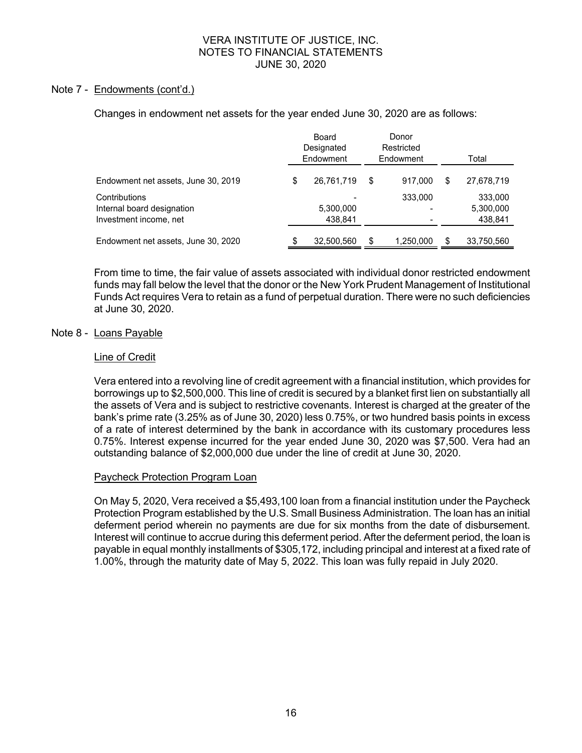VERA INSTITUTE OF JUSTICE, INC.
NOTES TO FINANCIAL STATEMENTS
JUNE 30, 2020

Note 7 - Endowments (cont'd.)

Changes in endowment net assets for the year ended June 30, 2020 are as follows:

| | Board Designated Endowment | Donor Restricted Endowment | Total |
|---|---|---|---|
| Endowment net assets, June 30, 2019 | $ 26,761,719 | $ 917,000 | $ 27,678,719 |
| Contributions | - | 333,000 | 333,000 |
| Internal board designation | 5,300,000 | - | 5,300,000 |
| Investment income, net | 438,841 | - | 438,841 |
| Endowment net assets, June 30, 2020 | $ 32,500,560 | $ 1,250,000 | $ 33,750,560 |

From time to time, the fair value of assets associated with individual donor restricted endowment funds may fall below the level that the donor or the New York Prudent Management of Institutional Funds Act requires Vera to retain as a fund of perpetual duration. There were no such deficiencies at June 30, 2020.

Note 8 - Loans Payable

Line of Credit

Vera entered into a revolving line of credit agreement with a financial institution, which provides for borrowings up to $2,500,000. This line of credit is secured by a blanket first lien on substantially all the assets of Vera and is subject to restrictive covenants. Interest is charged at the greater of the bank's prime rate (3.25% as of June 30, 2020) less 0.75%, or two hundred basis points in excess of a rate of interest determined by the bank in accordance with its customary procedures less 0.75%. Interest expense incurred for the year ended June 30, 2020 was $7,500. Vera had an outstanding balance of $2,000,000 due under the line of credit at June 30, 2020.

Paycheck Protection Program Loan

On May 5, 2020, Vera received a $5,493,100 loan from a financial institution under the Paycheck Protection Program established by the U.S. Small Business Administration. The loan has an initial deferment period wherein no payments are due for six months from the date of disbursement. Interest will continue to accrue during this deferment period. After the deferment period, the loan is payable in equal monthly installments of $305,172, including principal and interest at a fixed rate of 1.00%, through the maturity date of May 5, 2022. This loan was fully repaid in July 2020.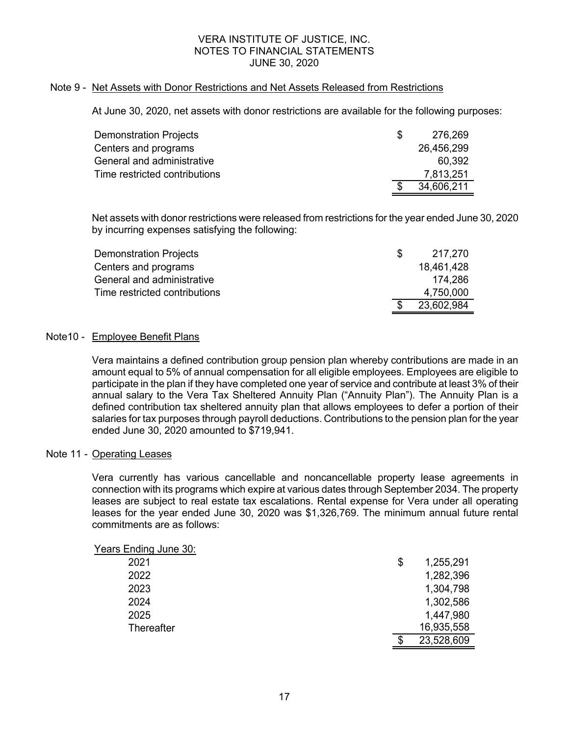VERA INSTITUTE OF JUSTICE, INC.
NOTES TO FINANCIAL STATEMENTS
JUNE 30, 2020

## Note 9 - Net Assets with Donor Restrictions and Net Assets Released from Restrictions

At June 30, 2020, net assets with donor restrictions are available for the following purposes:

| | |
|---|---|
| Demonstration Projects | $ 276,269 |
| Centers and programs | 26,456,299 |
| General and administrative | 60,392 |
| Time restricted contributions | 7,813,251 |
| | $ 34,606,211 |

Net assets with donor restrictions were released from restrictions for the year ended June 30, 2020 by incurring expenses satisfying the following:

| | |
|---|---|
| Demonstration Projects | $ 217,270 |
| Centers and programs | 18,461,428 |
| General and administrative | 174,286 |
| Time restricted contributions | 4,750,000 |
| | $ 23,602,984 |

## Note10 - Employee Benefit Plans

Vera maintains a defined contribution group pension plan whereby contributions are made in an amount equal to 5% of annual compensation for all eligible employees. Employees are eligible to participate in the plan if they have completed one year of service and contribute at least 3% of their annual salary to the Vera Tax Sheltered Annuity Plan ("Annuity Plan"). The Annuity Plan is a defined contribution tax sheltered annuity plan that allows employees to defer a portion of their salaries for tax purposes through payroll deductions. Contributions to the pension plan for the year ended June 30, 2020 amounted to $719,941.

## Note 11 - Operating Leases

Vera currently has various cancellable and noncancellable property lease agreements in connection with its programs which expire at various dates through September 2034. The property leases are subject to real estate tax escalations. Rental expense for Vera under all operating leases for the year ended June 30, 2020 was $1,326,769. The minimum annual future rental commitments are as follows:

| Years Ending June 30: | |
|---|---|
| 2021 | $ 1,255,291 |
| 2022 | 1,282,396 |
| 2023 | 1,304,798 |
| 2024 | 1,302,586 |
| 2025 | 1,447,980 |
| Thereafter | 16,935,558 |
| | $ 23,528,609 |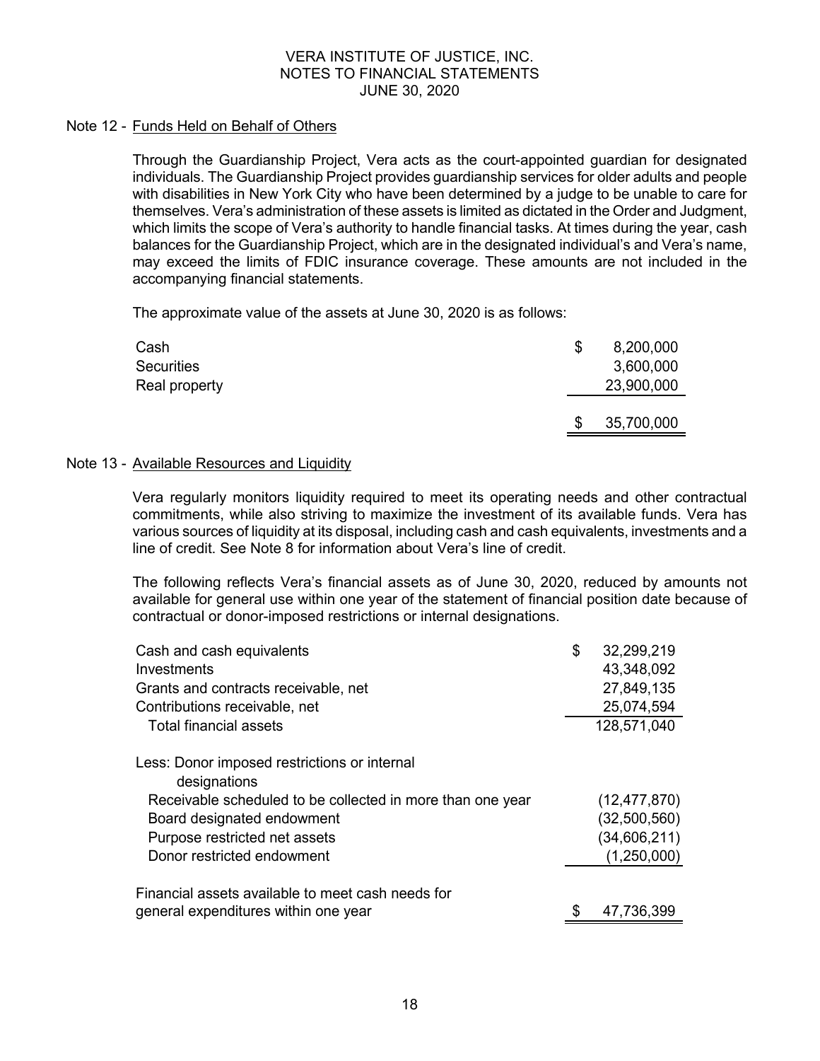VERA INSTITUTE OF JUSTICE, INC.
NOTES TO FINANCIAL STATEMENTS
JUNE 30, 2020

## Note 12 - Funds Held on Behalf of Others

Through the Guardianship Project, Vera acts as the court-appointed guardian for designated individuals. The Guardianship Project provides guardianship services for older adults and people with disabilities in New York City who have been determined by a judge to be unable to care for themselves. Vera's administration of these assets is limited as dictated in the Order and Judgment, which limits the scope of Vera's authority to handle financial tasks. At times during the year, cash balances for the Guardianship Project, which are in the designated individual's and Vera's name, may exceed the limits of FDIC insurance coverage. These amounts are not included in the accompanying financial statements.

The approximate value of the assets at June 30, 2020 is as follows:

| | |
|---|---|
| Cash | $ 8,200,000 |
| Securities | 3,600,000 |
| Real property | 23,900,000 |
| | $ 35,700,000 |

## Note 13 - Available Resources and Liquidity

Vera regularly monitors liquidity required to meet its operating needs and other contractual commitments, while also striving to maximize the investment of its available funds. Vera has various sources of liquidity at its disposal, including cash and cash equivalents, investments and a line of credit. See Note 8 for information about Vera's line of credit.

The following reflects Vera's financial assets as of June 30, 2020, reduced by amounts not available for general use within one year of the statement of financial position date because of contractual or donor-imposed restrictions or internal designations.

| | |
|---|---|
| Cash and cash equivalents | $ 32,299,219 |
| Investments | 43,348,092 |
| Grants and contracts receivable, net | 27,849,135 |
| Contributions receivable, net | 25,074,594 |
| Total financial assets | 128,571,040 |
| Less: Donor imposed restrictions or internal designations | |
| Receivable scheduled to be collected in more than one year | (12,477,870) |
| Board designated endowment | (32,500,560) |
| Purpose restricted net assets | (34,606,211) |
| Donor restricted endowment | (1,250,000) |
| Financial assets available to meet cash needs for general expenditures within one year | $ 47,736,399 |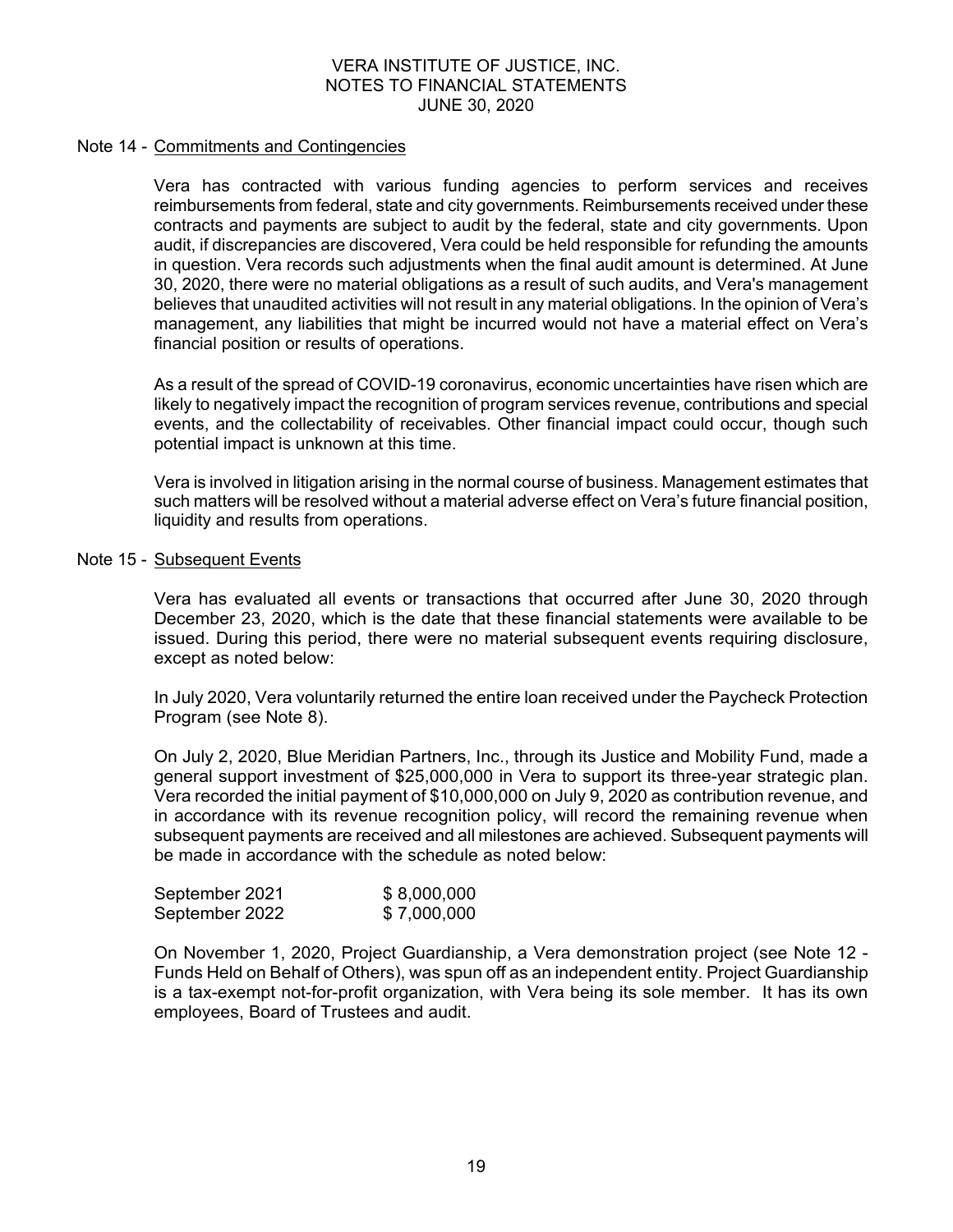VERA INSTITUTE OF JUSTICE, INC.
NOTES TO FINANCIAL STATEMENTS
JUNE 30, 2020

## Note 14 - Commitments and Contingencies

Vera has contracted with various funding agencies to perform services and receives reimbursements from federal, state and city governments. Reimbursements received under these contracts and payments are subject to audit by the federal, state and city governments. Upon audit, if discrepancies are discovered, Vera could be held responsible for refunding the amounts in question. Vera records such adjustments when the final audit amount is determined. At June 30, 2020, there were no material obligations as a result of such audits, and Vera's management believes that unaudited activities will not result in any material obligations. In the opinion of Vera's management, any liabilities that might be incurred would not have a material effect on Vera's financial position or results of operations.

As a result of the spread of COVID-19 coronavirus, economic uncertainties have risen which are likely to negatively impact the recognition of program services revenue, contributions and special events, and the collectability of receivables. Other financial impact could occur, though such potential impact is unknown at this time.

Vera is involved in litigation arising in the normal course of business. Management estimates that such matters will be resolved without a material adverse effect on Vera's future financial position, liquidity and results from operations.

## Note 15 - Subsequent Events

Vera has evaluated all events or transactions that occurred after June 30, 2020 through December 23, 2020, which is the date that these financial statements were available to be issued. During this period, there were no material subsequent events requiring disclosure, except as noted below:

In July 2020, Vera voluntarily returned the entire loan received under the Paycheck Protection Program (see Note 8).

On July 2, 2020, Blue Meridian Partners, Inc., through its Justice and Mobility Fund, made a general support investment of $25,000,000 in Vera to support its three-year strategic plan. Vera recorded the initial payment of $10,000,000 on July 9, 2020 as contribution revenue, and in accordance with its revenue recognition policy, will record the remaining revenue when subsequent payments are received and all milestones are achieved. Subsequent payments will be made in accordance with the schedule as noted below:

| | |
|---|---|
| September 2021 | $ 8,000,000 |
| September 2022 | $ 7,000,000 |

On November 1, 2020, Project Guardianship, a Vera demonstration project (see Note 12 - Funds Held on Behalf of Others), was spun off as an independent entity. Project Guardianship is a tax-exempt not-for-profit organization, with Vera being its sole member. It has its own employees, Board of Trustees and audit.